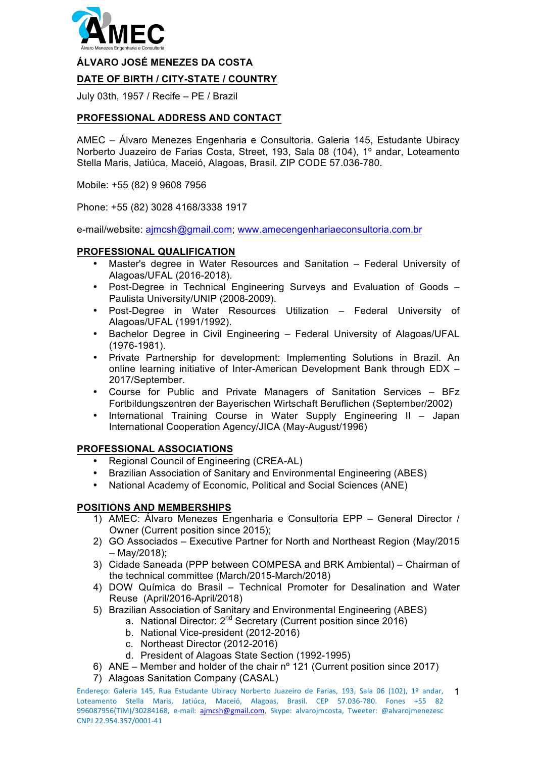**ÁLVARO JOSÉ MENEZES DA COSTA**

## DATE OF BIRTH / CITY-STATE / COUNTRY

July 03th, 1957 / Recife – PE / Brazil

## PROFESSIONAL ADDRESS AND CONTACT

AMEC – Álvaro Menezes Engenharia e Consultoria. Galeria 145, Estudante Ubiracy Norberto Juazeiro de Farias Costa, Street, 193, Sala 08 (104), 1º andar, Loteamento Stella Maris, Jatiúca, Maceió, Alagoas, Brasil. ZIP CODE 57.036-780.

Mobile: +55 (82) 9 9608 7956

Phone: +55 (82) 3028 4168/3338 1917

e-mail/website: ajmcsh@gmail.com; www.amecengenhariaeconsultoria.com.br

## PROFESSIONAL QUALIFICATION

- Master's degree in Water Resources and Sanitation – Federal University of Alagoas/UFAL (2016-2018).
- Post-Degree in Technical Engineering Surveys and Evaluation of Goods – Paulista University/UNIP (2008-2009).
- Post-Degree in Water Resources Utilization – Federal University of Alagoas/UFAL (1991/1992).
- Bachelor Degree in Civil Engineering – Federal University of Alagoas/UFAL (1976-1981).
- Private Partnership for development: Implementing Solutions in Brazil. An online learning initiative of Inter-American Development Bank through EDX – 2017/September.
- Course for Public and Private Managers of Sanitation Services – BFz Fortbildungszentren der Bayerischen Wirtschaft Beruflichen (September/2002)
- International Training Course in Water Supply Engineering II – Japan International Cooperation Agency/JICA (May-August/1996)

## PROFESSIONAL ASSOCIATIONS

- Regional Council of Engineering (CREA-AL)
- Brazilian Association of Sanitary and Environmental Engineering (ABES)
- National Academy of Economic, Political and Social Sciences (ANE)

## POSITIONS AND MEMBERSHIPS

1) AMEC: Álvaro Menezes Engenharia e Consultoria EPP – General Director / Owner (Current position since 2015);
2) GO Associados – Executive Partner for North and Northeast Region (May/2015 – May/2018);
3) Cidade Saneada (PPP between COMPESA and BRK Ambiental) – Chairman of the technical committee (March/2015-March/2018)
4) DOW Química do Brasil – Technical Promoter for Desalination and Water Reuse (April/2016-April/2018)
5) Brazilian Association of Sanitary and Environmental Engineering (ABES)
   a. National Director: 2nd Secretary (Current position since 2016)
   b. National Vice-president (2012-2016)
   c. Northeast Director (2012-2016)
   d. President of Alagoas State Section (1992-1995)
6) ANE – Member and holder of the chair nº 121 (Current position since 2017)
7) Alagoas Sanitation Company (CASAL)

Endereço: Galeria 145, Rua Estudante Ubiracy Norberto Juazeiro de Farias, 193, Sala 06 (102), 1º andar, Loteamento Stella Maris, Jatiúca, Maceió, Alagoas, Brasil. CEP 57.036-780. Fones +55 82 996087956(TIM)/30284168, e-mail: ajmcsh@gmail.com, Skype: alvarojmcosta, Tweeter: @alvarojmenezesc
CNPJ 22.954.357/0001-41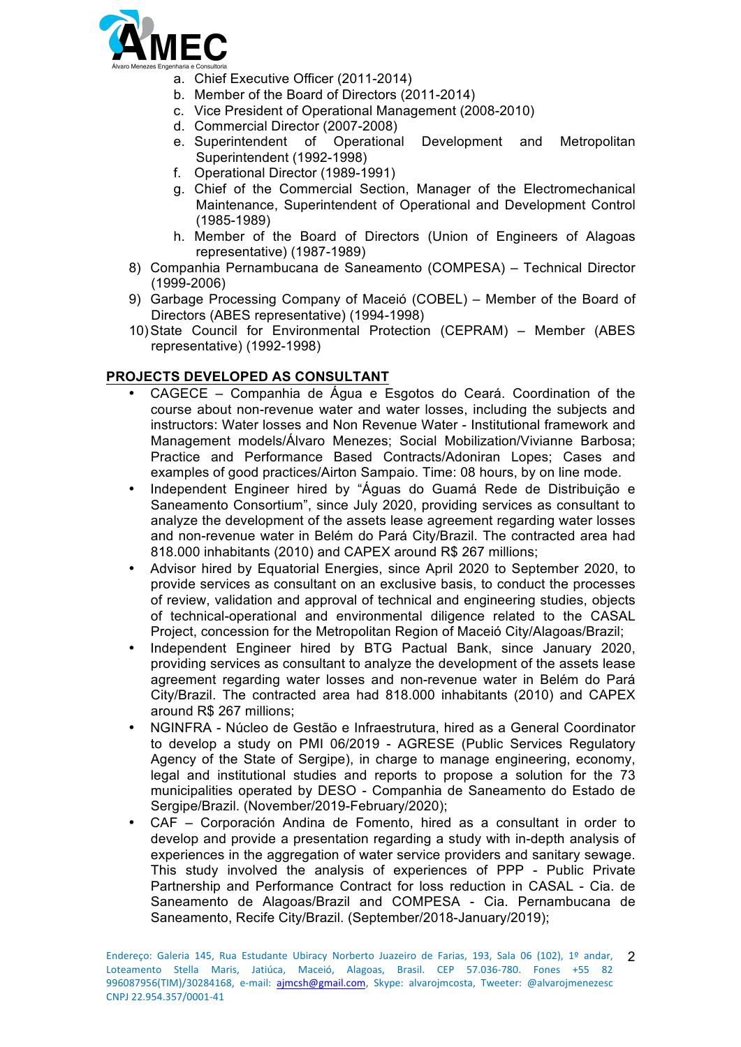a. Chief Executive Officer (2011-2014)
b. Member of the Board of Directors (2011-2014)
c. Vice President of Operational Management (2008-2010)
d. Commercial Director (2007-2008)
e. Superintendent of Operational Development and Metropolitan Superintendent (1992-1998)
f. Operational Director (1989-1991)
g. Chief of the Commercial Section, Manager of the Electromechanical Maintenance, Superintendent of Operational and Development Control (1985-1989)
h. Member of the Board of Directors (Union of Engineers of Alagoas representative) (1987-1989)

8) Companhia Pernambucana de Saneamento (COMPESA) – Technical Director (1999-2006)
9) Garbage Processing Company of Maceió (COBEL) – Member of the Board of Directors (ABES representative) (1994-1998)
10) State Council for Environmental Protection (CEPRAM) – Member (ABES representative) (1992-1998)

## PROJECTS DEVELOPED AS CONSULTANT

- CAGECE – Companhia de Água e Esgotos do Ceará. Coordination of the course about non-revenue water and water losses, including the subjects and instructors: Water losses and Non Revenue Water - Institutional framework and Management models/Álvaro Menezes; Social Mobilization/Vivianne Barbosa; Practice and Performance Based Contracts/Adoniran Lopes; Cases and examples of good practices/Airton Sampaio. Time: 08 hours, by on line mode.
- Independent Engineer hired by "Águas do Guamá Rede de Distribuição e Saneamento Consortium", since July 2020, providing services as consultant to analyze the development of the assets lease agreement regarding water losses and non-revenue water in Belém do Pará City/Brazil. The contracted area had 818.000 inhabitants (2010) and CAPEX around R$ 267 millions;
- Advisor hired by Equatorial Energies, since April 2020 to September 2020, to provide services as consultant on an exclusive basis, to conduct the processes of review, validation and approval of technical and engineering studies, objects of technical-operational and environmental diligence related to the CASAL Project, concession for the Metropolitan Region of Maceió City/Alagoas/Brazil;
- Independent Engineer hired by BTG Pactual Bank, since January 2020, providing services as consultant to analyze the development of the assets lease agreement regarding water losses and non-revenue water in Belém do Pará City/Brazil. The contracted area had 818.000 inhabitants (2010) and CAPEX around R$ 267 millions;
- NGINFRA - Núcleo de Gestão e Infraestrutura, hired as a General Coordinator to develop a study on PMI 06/2019 - AGRESE (Public Services Regulatory Agency of the State of Sergipe), in charge to manage engineering, economy, legal and institutional studies and reports to propose a solution for the 73 municipalities operated by DESO - Companhia de Saneamento do Estado de Sergipe/Brazil. (November/2019-February/2020);
- CAF – Corporación Andina de Fomento, hired as a consultant in order to develop and provide a presentation regarding a study with in-depth analysis of experiences in the aggregation of water service providers and sanitary sewage. This study involved the analysis of experiences of PPP - Public Private Partnership and Performance Contract for loss reduction in CASAL - Cia. de Saneamento de Alagoas/Brazil and COMPESA - Cia. Pernambucana de Saneamento, Recife City/Brazil. (September/2018-January/2019);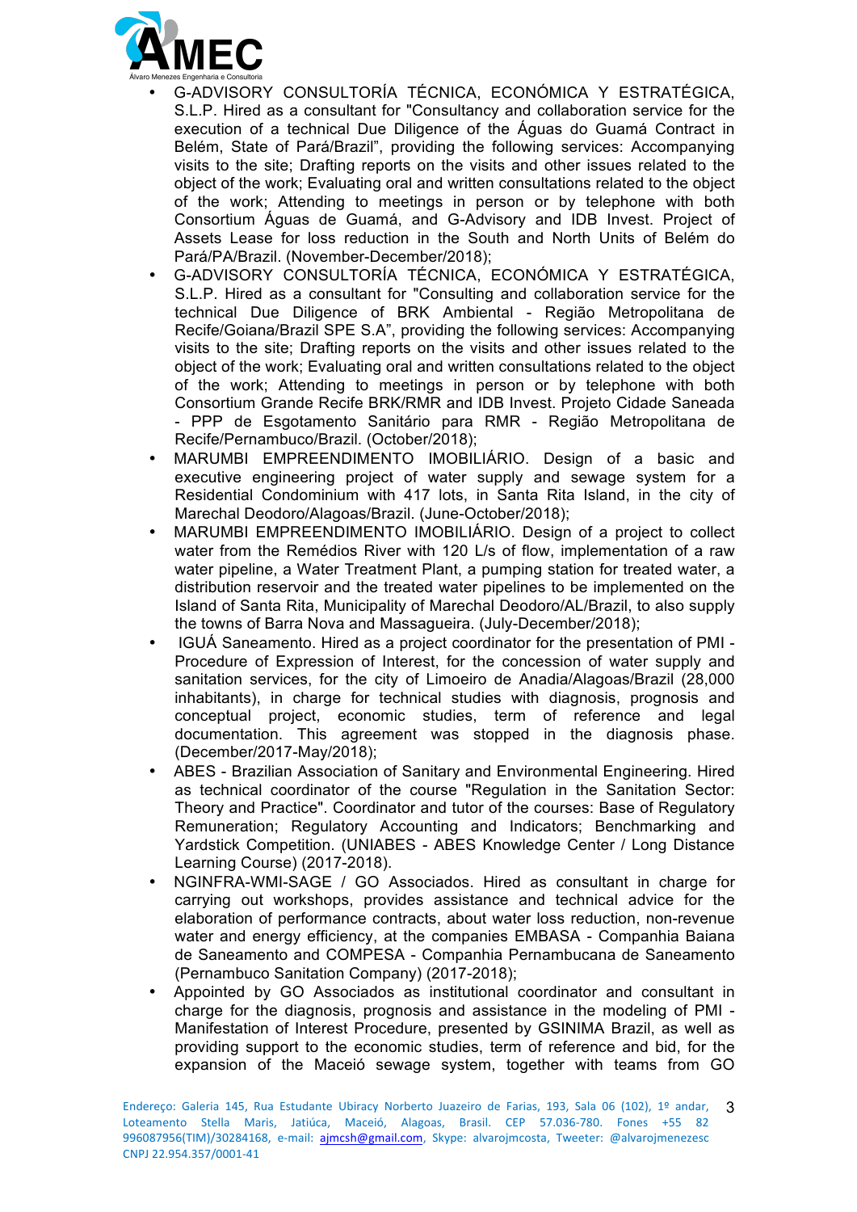- G-ADVISORY CONSULTORÍA TÉCNICA, ECONÓMICA Y ESTRATÉGICA, S.L.P. Hired as a consultant for "Consultancy and collaboration service for the execution of a technical Due Diligence of the Águas do Guamá Contract in Belém, State of Pará/Brazil", providing the following services: Accompanying visits to the site; Drafting reports on the visits and other issues related to the object of the work; Evaluating oral and written consultations related to the object of the work; Attending to meetings in person or by telephone with both Consortium Águas de Guamá, and G-Advisory and IDB Invest. Project of Assets Lease for loss reduction in the South and North Units of Belém do Pará/PA/Brazil. (November-December/2018);
- G-ADVISORY CONSULTORÍA TÉCNICA, ECONÓMICA Y ESTRATÉGICA, S.L.P. Hired as a consultant for "Consulting and collaboration service for the technical Due Diligence of BRK Ambiental - Região Metropolitana de Recife/Goiana/Brazil SPE S.A", providing the following services: Accompanying visits to the site; Drafting reports on the visits and other issues related to the object of the work; Evaluating oral and written consultations related to the object of the work; Attending to meetings in person or by telephone with both Consortium Grande Recife BRK/RMR and IDB Invest. Projeto Cidade Saneada - PPP de Esgotamento Sanitário para RMR - Região Metropolitana de Recife/Pernambuco/Brazil. (October/2018);
- MARUMBI EMPREENDIMENTO IMOBILIÁRIO. Design of a basic and executive engineering project of water supply and sewage system for a Residential Condominium with 417 lots, in Santa Rita Island, in the city of Marechal Deodoro/Alagoas/Brazil. (June-October/2018);
- MARUMBI EMPREENDIMENTO IMOBILIÁRIO. Design of a project to collect water from the Remédios River with 120 L/s of flow, implementation of a raw water pipeline, a Water Treatment Plant, a pumping station for treated water, a distribution reservoir and the treated water pipelines to be implemented on the Island of Santa Rita, Municipality of Marechal Deodoro/AL/Brazil, to also supply the towns of Barra Nova and Massagueira. (July-December/2018);
- IGUÁ Saneamento. Hired as a project coordinator for the presentation of PMI - Procedure of Expression of Interest, for the concession of water supply and sanitation services, for the city of Limoeiro de Anadia/Alagoas/Brazil (28,000 inhabitants), in charge for technical studies with diagnosis, prognosis and conceptual project, economic studies, term of reference and legal documentation. This agreement was stopped in the diagnosis phase. (December/2017-May/2018);
- ABES - Brazilian Association of Sanitary and Environmental Engineering. Hired as technical coordinator of the course "Regulation in the Sanitation Sector: Theory and Practice". Coordinator and tutor of the courses: Base of Regulatory Remuneration; Regulatory Accounting and Indicators; Benchmarking and Yardstick Competition. (UNIABES - ABES Knowledge Center / Long Distance Learning Course) (2017-2018).
- NGINFRA-WMI-SAGE / GO Associados. Hired as consultant in charge for carrying out workshops, provides assistance and technical advice for the elaboration of performance contracts, about water loss reduction, non-revenue water and energy efficiency, at the companies EMBASA - Companhia Baiana de Saneamento and COMPESA - Companhia Pernambucana de Saneamento (Pernambuco Sanitation Company) (2017-2018);
- Appointed by GO Associados as institutional coordinator and consultant in charge for the diagnosis, prognosis and assistance in the modeling of PMI - Manifestation of Interest Procedure, presented by GSINIMA Brazil, as well as providing support to the economic studies, term of reference and bid, for the expansion of the Maceió sewage system, together with teams from GO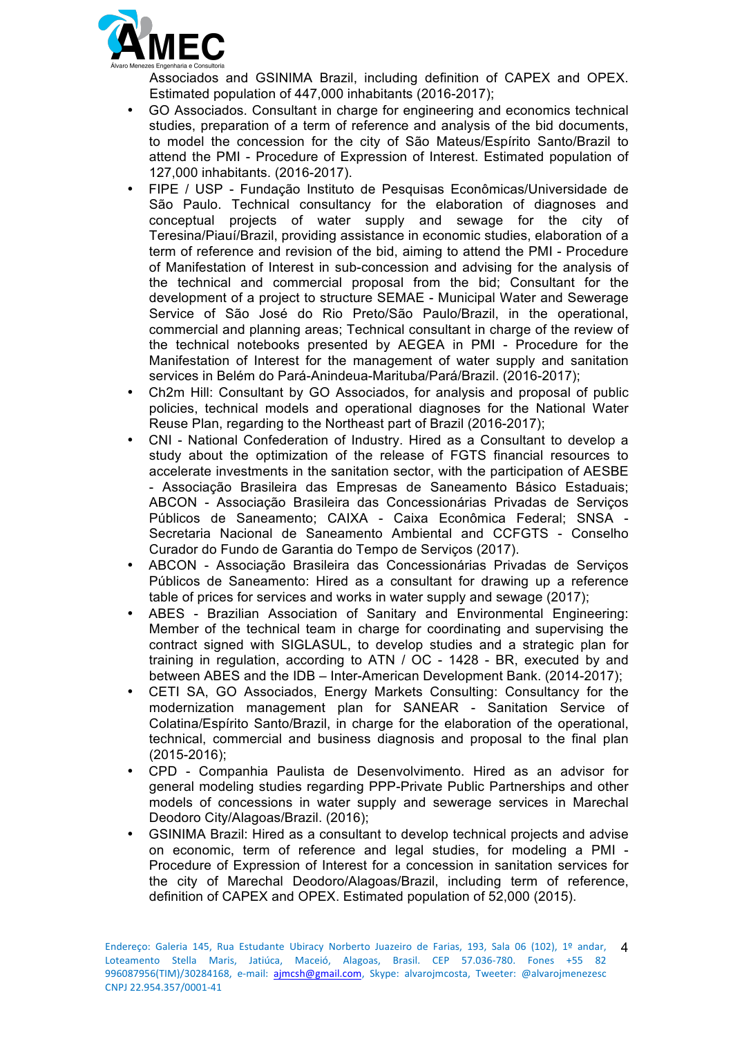Associados and GSINIMA Brazil, including definition of CAPEX and OPEX. Estimated population of 447,000 inhabitants (2016-2017);

- GO Associados. Consultant in charge for engineering and economics technical studies, preparation of a term of reference and analysis of the bid documents, to model the concession for the city of São Mateus/Espírito Santo/Brazil to attend the PMI - Procedure of Expression of Interest. Estimated population of 127,000 inhabitants. (2016-2017).
- FIPE / USP - Fundação Instituto de Pesquisas Econômicas/Universidade de São Paulo. Technical consultancy for the elaboration of diagnoses and conceptual projects of water supply and sewage for the city of Teresina/Piauí/Brazil, providing assistance in economic studies, elaboration of a term of reference and revision of the bid, aiming to attend the PMI - Procedure of Manifestation of Interest in sub-concession and advising for the analysis of the technical and commercial proposal from the bid; Consultant for the development of a project to structure SEMAE - Municipal Water and Sewerage Service of São José do Rio Preto/São Paulo/Brazil, in the operational, commercial and planning areas; Technical consultant in charge of the review of the technical notebooks presented by AEGEA in PMI - Procedure for the Manifestation of Interest for the management of water supply and sanitation services in Belém do Pará-Anindeua-Marituba/Pará/Brazil. (2016-2017);
- Ch2m Hill: Consultant by GO Associados, for analysis and proposal of public policies, technical models and operational diagnoses for the National Water Reuse Plan, regarding to the Northeast part of Brazil (2016-2017);
- CNI - National Confederation of Industry. Hired as a Consultant to develop a study about the optimization of the release of FGTS financial resources to accelerate investments in the sanitation sector, with the participation of AESBE - Associação Brasileira das Empresas de Saneamento Básico Estaduais; ABCON - Associação Brasileira das Concessionárias Privadas de Serviços Públicos de Saneamento; CAIXA - Caixa Econômica Federal; SNSA - Secretaria Nacional de Saneamento Ambiental and CCFGTS - Conselho Curador do Fundo de Garantia do Tempo de Serviços (2017).
- ABCON - Associação Brasileira das Concessionárias Privadas de Serviços Públicos de Saneamento: Hired as a consultant for drawing up a reference table of prices for services and works in water supply and sewage (2017);
- ABES - Brazilian Association of Sanitary and Environmental Engineering: Member of the technical team in charge for coordinating and supervising the contract signed with SIGLASUL, to develop studies and a strategic plan for training in regulation, according to ATN / OC - 1428 - BR, executed by and between ABES and the IDB – Inter-American Development Bank. (2014-2017);
- CETI SA, GO Associados, Energy Markets Consulting: Consultancy for the modernization management plan for SANEAR - Sanitation Service of Colatina/Espírito Santo/Brazil, in charge for the elaboration of the operational, technical, commercial and business diagnosis and proposal to the final plan (2015-2016);
- CPD - Companhia Paulista de Desenvolvimento. Hired as an advisor for general modeling studies regarding PPP-Private Public Partnerships and other models of concessions in water supply and sewerage services in Marechal Deodoro City/Alagoas/Brazil. (2016);
- GSINIMA Brazil: Hired as a consultant to develop technical projects and advise on economic, term of reference and legal studies, for modeling a PMI - Procedure of Expression of Interest for a concession in sanitation services for the city of Marechal Deodoro/Alagoas/Brazil, including term of reference, definition of CAPEX and OPEX. Estimated population of 52,000 (2015).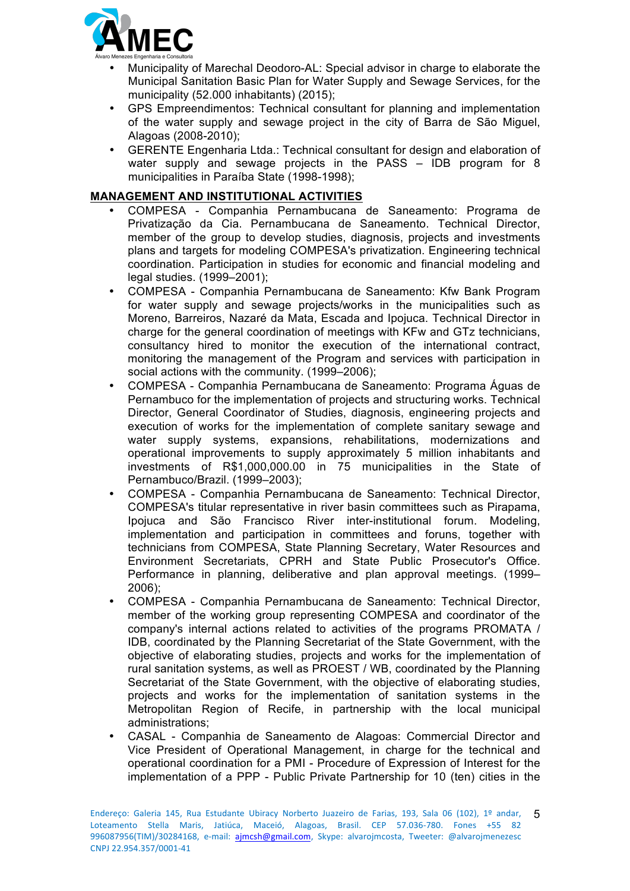- Municipality of Marechal Deodoro-AL: Special advisor in charge to elaborate the Municipal Sanitation Basic Plan for Water Supply and Sewage Services, for the municipality (52.000 inhabitants) (2015);
- GPS Empreendimentos: Technical consultant for planning and implementation of the water supply and sewage project in the city of Barra de São Miguel, Alagoas (2008-2010);
- GERENTE Engenharia Ltda.: Technical consultant for design and elaboration of water supply and sewage projects in the PASS – IDB program for 8 municipalities in Paraíba State (1998-1998);

**MANAGEMENT AND INSTITUTIONAL ACTIVITIES**

- COMPESA - Companhia Pernambucana de Saneamento: Programa de Privatização da Cia. Pernambucana de Saneamento. Technical Director, member of the group to develop studies, diagnosis, projects and investments plans and targets for modeling COMPESA's privatization. Engineering technical coordination. Participation in studies for economic and financial modeling and legal studies. (1999–2001);
- COMPESA - Companhia Pernambucana de Saneamento: Kfw Bank Program for water supply and sewage projects/works in the municipalities such as Moreno, Barreiros, Nazaré da Mata, Escada and Ipojuca. Technical Director in charge for the general coordination of meetings with KFw and GTz technicians, consultancy hired to monitor the execution of the international contract, monitoring the management of the Program and services with participation in social actions with the community. (1999–2006);
- COMPESA - Companhia Pernambucana de Saneamento: Programa Águas de Pernambuco for the implementation of projects and structuring works. Technical Director, General Coordinator of Studies, diagnosis, engineering projects and execution of works for the implementation of complete sanitary sewage and water supply systems, expansions, rehabilitations, modernizations and operational improvements to supply approximately 5 million inhabitants and investments of R$1,000,000.00 in 75 municipalities in the State of Pernambuco/Brazil. (1999–2003);
- COMPESA - Companhia Pernambucana de Saneamento: Technical Director, COMPESA's titular representative in river basin committees such as Pirapama, Ipojuca and São Francisco River inter-institutional forum. Modeling, implementation and participation in committees and foruns, together with technicians from COMPESA, State Planning Secretary, Water Resources and Environment Secretariats, CPRH and State Public Prosecutor's Office. Performance in planning, deliberative and plan approval meetings. (1999–2006);
- COMPESA - Companhia Pernambucana de Saneamento: Technical Director, member of the working group representing COMPESA and coordinator of the company's internal actions related to activities of the programs PROMATA / IDB, coordinated by the Planning Secretariat of the State Government, with the objective of elaborating studies, projects and works for the implementation of rural sanitation systems, as well as PROEST / WB, coordinated by the Planning Secretariat of the State Government, with the objective of elaborating studies, projects and works for the implementation of sanitation systems in the Metropolitan Region of Recife, in partnership with the local municipal administrations;
- CASAL - Companhia de Saneamento de Alagoas: Commercial Director and Vice President of Operational Management, in charge for the technical and operational coordination for a PMI - Procedure of Expression of Interest for the implementation of a PPP - Public Private Partnership for 10 (ten) cities in the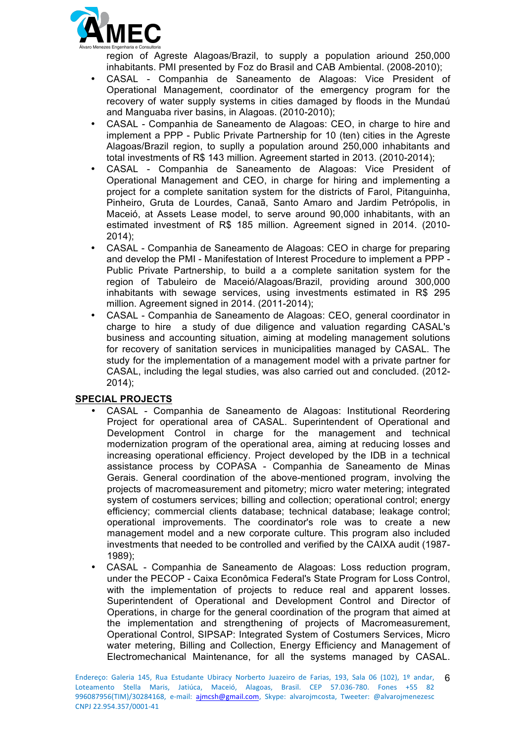region of Agreste Alagoas/Brazil, to supply a population arioud 250,000 inhabitants. PMI presented by Foz do Brasil and CAB Ambiental. (2008-2010);

- CASAL - Companhia de Saneamento de Alagoas: Vice President of Operational Management, coordinator of the emergency program for the recovery of water supply systems in cities damaged by floods in the Mundaú and Manguaba river basins, in Alagoas. (2010-2010);
- CASAL - Companhia de Saneamento de Alagoas: CEO, in charge to hire and implement a PPP - Public Private Partnership for 10 (ten) cities in the Agreste Alagoas/Brazil region, to suplly a population around 250,000 inhabitants and total investments of R$ 143 million. Agreement started in 2013. (2010-2014);
- CASAL - Companhia de Saneamento de Alagoas: Vice President of Operational Management and CEO, in charge for hiring and implementing a project for a complete sanitation system for the districts of Farol, Pitanguinha, Pinheiro, Gruta de Lourdes, Canaã, Santo Amaro and Jardim Petrópolis, in Maceió, at Assets Lease model, to serve around 90,000 inhabitants, with an estimated investment of R$ 185 million. Agreement signed in 2014. (2010-2014);
- CASAL - Companhia de Saneamento de Alagoas: CEO in charge for preparing and develop the PMI - Manifestation of Interest Procedure to implement a PPP - Public Private Partnership, to build a a complete sanitation system for the region of Tabuleiro de Maceió/Alagoas/Brazil, providing around 300,000 inhabitants with sewage services, using investments estimated in R$ 295 million. Agreement signed in 2014. (2011-2014);
- CASAL - Companhia de Saneamento de Alagoas: CEO, general coordinator in charge to hire a study of due diligence and valuation regarding CASAL's business and accounting situation, aiming at modeling management solutions for recovery of sanitation services in municipalities managed by CASAL. The study for the implementation of a management model with a private partner for CASAL, including the legal studies, was also carried out and concluded. (2012-2014);

**SPECIAL PROJECTS**

- CASAL - Companhia de Saneamento de Alagoas: Institutional Reordering Project for operational area of CASAL. Superintendent of Operational and Development Control in charge for the management and technical modernization program of the operational area, aiming at reducing losses and increasing operational efficiency. Project developed by the IDB in a technical assistance process by COPASA - Companhia de Saneamento de Minas Gerais. General coordination of the above-mentioned program, involving the projects of macromeasurement and pitometry; micro water metering; integrated system of costumers services; billing and collection; operational control; energy efficiency; commercial clients database; technical database; leakage control; operational improvements. The coordinator's role was to create a new management model and a new corporate culture. This program also included investments that needed to be controlled and verified by the CAIXA audit (1987-1989);
- CASAL - Companhia de Saneamento de Alagoas: Loss reduction program, under the PECOP - Caixa Econômica Federal's State Program for Loss Control, with the implementation of projects to reduce real and apparent losses. Superintendent of Operational and Development Control and Director of Operations, in charge for the general coordination of the program that aimed at the implementation and strengthening of projects of Macromeasurement, Operational Control, SIPSAP: Integrated System of Costumers Services, Micro water metering, Billing and Collection, Energy Efficiency and Management of Electromechanical Maintenance, for all the systems managed by CASAL.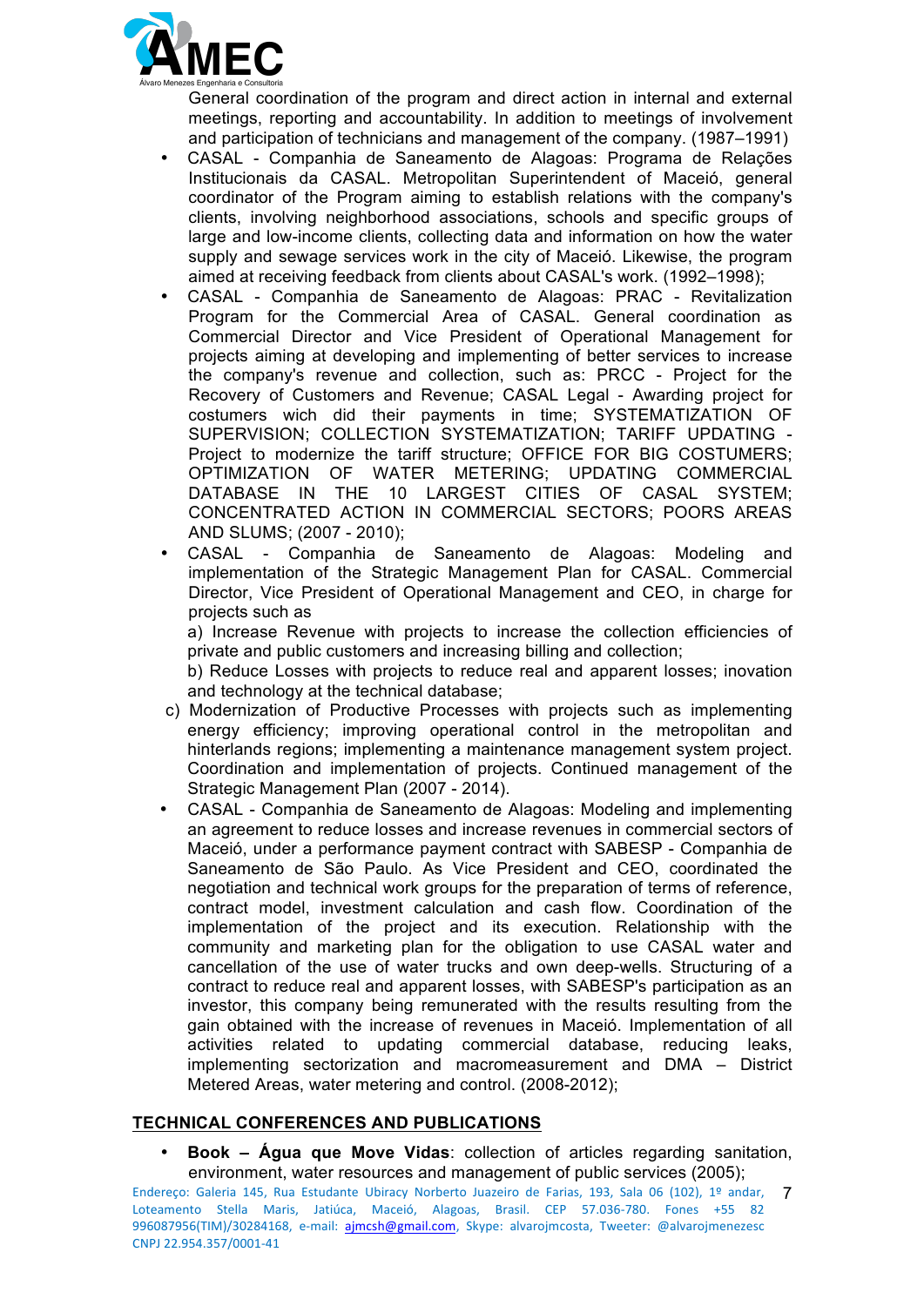General coordination of the program and direct action in internal and external meetings, reporting and accountability. In addition to meetings of involvement and participation of technicians and management of the company. (1987–1991)

- CASAL - Companhia de Saneamento de Alagoas: Programa de Relações Institucionais da CASAL. Metropolitan Superintendent of Maceió, general coordinator of the Program aiming to establish relations with the company's clients, involving neighborhood associations, schools and specific groups of large and low-income clients, collecting data and information on how the water supply and sewage services work in the city of Maceió. Likewise, the program aimed at receiving feedback from clients about CASAL's work. (1992–1998);
- CASAL - Companhia de Saneamento de Alagoas: PRAC - Revitalization Program for the Commercial Area of CASAL. General coordination as Commercial Director and Vice President of Operational Management for projects aiming at developing and implementing of better services to increase the company's revenue and collection, such as: PRCC - Project for the Recovery of Customers and Revenue; CASAL Legal - Awarding project for costumers wich did their payments in time; SYSTEMATIZATION OF SUPERVISION; COLLECTION SYSTEMATIZATION; TARIFF UPDATING - Project to modernize the tariff structure; OFFICE FOR BIG COSTUMERS; OPTIMIZATION OF WATER METERING; UPDATING COMMERCIAL DATABASE IN THE 10 LARGEST CITIES OF CASAL SYSTEM; CONCENTRATED ACTION IN COMMERCIAL SECTORS; POORS AREAS AND SLUMS; (2007 - 2010);
- CASAL - Companhia de Saneamento de Alagoas: Modeling and implementation of the Strategic Management Plan for CASAL. Commercial Director, Vice President of Operational Management and CEO, in charge for projects such as

  a) Increase Revenue with projects to increase the collection efficiencies of private and public customers and increasing billing and collection;

  b) Reduce Losses with projects to reduce real and apparent losses; inovation and technology at the technical database;

  c) Modernization of Productive Processes with projects such as implementing energy efficiency; improving operational control in the metropolitan and hinterlands regions; implementing a maintenance management system project. Coordination and implementation of projects. Continued management of the Strategic Management Plan (2007 - 2014).
- CASAL - Companhia de Saneamento de Alagoas: Modeling and implementing an agreement to reduce losses and increase revenues in commercial sectors of Maceió, under a performance payment contract with SABESP - Companhia de Saneamento de São Paulo. As Vice President and CEO, coordinated the negotiation and technical work groups for the preparation of terms of reference, contract model, investment calculation and cash flow. Coordination of the implementation of the project and its execution. Relationship with the community and marketing plan for the obligation to use CASAL water and cancellation of the use of water trucks and own deep-wells. Structuring of a contract to reduce real and apparent losses, with SABESP's participation as an investor, this company being remunerated with the results resulting from the gain obtained with the increase of revenues in Maceió. Implementation of all activities related to updating commercial database, reducing leaks, implementing sectorization and macromeasurement and DMA – District Metered Areas, water metering and control. (2008-2012);

## TECHNICAL CONFERENCES AND PUBLICATIONS

- **Book – Água que Move Vidas**: collection of articles regarding sanitation, environment, water resources and management of public services (2005);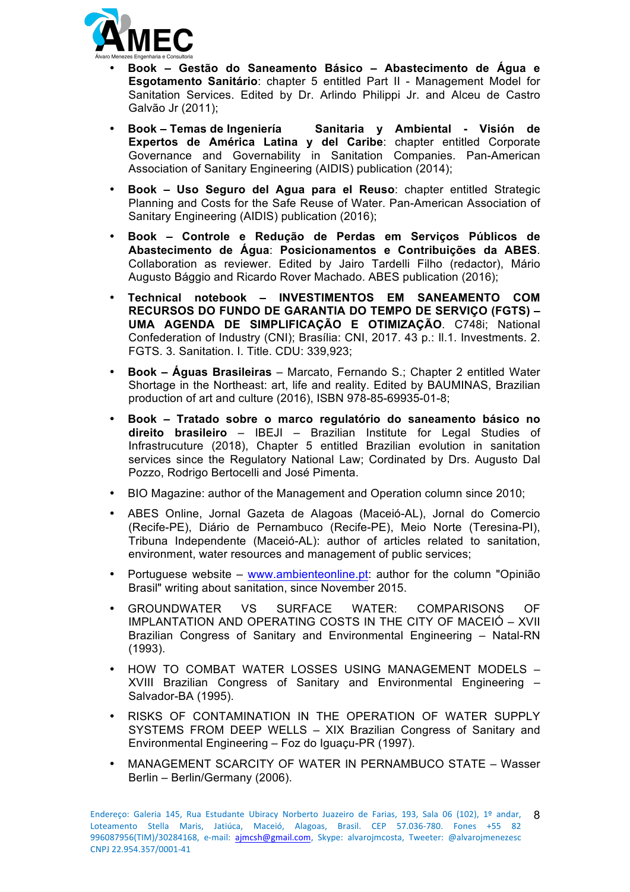- **Book – Gestão do Saneamento Básico – Abastecimento de Água e Esgotamento Sanitário**: chapter 5 entitled Part II - Management Model for Sanitation Services. Edited by Dr. Arlindo Philippi Jr. and Alceu de Castro Galvão Jr (2011);

- **Book – Temas de Ingeniería Sanitaria y Ambiental - Visión de Expertos de América Latina y del Caribe**: chapter entitled Corporate Governance and Governability in Sanitation Companies. Pan-American Association of Sanitary Engineering (AIDIS) publication (2014);

- **Book – Uso Seguro del Agua para el Reuso**: chapter entitled Strategic Planning and Costs for the Safe Reuse of Water. Pan-American Association of Sanitary Engineering (AIDIS) publication (2016);

- **Book – Controle e Redução de Perdas em Serviços Públicos de Abastecimento de Água**: **Posicionamentos e Contribuições da ABES**. Collaboration as reviewer. Edited by Jairo Tardelli Filho (redactor), Mário Augusto Bággio and Ricardo Rover Machado. ABES publication (2016);

- **Technical notebook – INVESTIMENTOS EM SANEAMENTO COM RECURSOS DO FUNDO DE GARANTIA DO TEMPO DE SERVIÇO (FGTS) – UMA AGENDA DE SIMPLIFICAÇÃO E OTIMIZAÇÃO**. C748i; National Confederation of Industry (CNI); Brasília: CNI, 2017. 43 p.: Il.1. Investments. 2. FGTS. 3. Sanitation. I. Title. CDU: 339,923;

- **Book – Águas Brasileiras** – Marcato, Fernando S.; Chapter 2 entitled Water Shortage in the Northeast: art, life and reality. Edited by BAUMINAS, Brazilian production of art and culture (2016), ISBN 978-85-69935-01-8;

- **Book – Tratado sobre o marco regulatório do saneamento básico no direito brasileiro** – IBEJI – Brazilian Institute for Legal Studies of Infrastrucuture (2018), Chapter 5 entitled Brazilian evolution in sanitation services since the Regulatory National Law; Cordinated by Drs. Augusto Dal Pozzo, Rodrigo Bertocelli and José Pimenta.

- BIO Magazine: author of the Management and Operation column since 2010;

- ABES Online, Jornal Gazeta de Alagoas (Maceió-AL), Jornal do Comercio (Recife-PE), Diário de Pernambuco (Recife-PE), Meio Norte (Teresina-PI), Tribuna Independente (Maceió-AL): author of articles related to sanitation, environment, water resources and management of public services;

- Portuguese website – [www.ambienteonline.pt](http://www.ambienteonline.pt): author for the column "Opinião Brasil" writing about sanitation, since November 2015.

- GROUNDWATER VS SURFACE WATER: COMPARISONS OF IMPLANTATION AND OPERATING COSTS IN THE CITY OF MACEIÓ – XVII Brazilian Congress of Sanitary and Environmental Engineering – Natal-RN (1993).

- HOW TO COMBAT WATER LOSSES USING MANAGEMENT MODELS – XVIII Brazilian Congress of Sanitary and Environmental Engineering – Salvador-BA (1995).

- RISKS OF CONTAMINATION IN THE OPERATION OF WATER SUPPLY SYSTEMS FROM DEEP WELLS – XIX Brazilian Congress of Sanitary and Environmental Engineering – Foz do Iguaçu-PR (1997).

- MANAGEMENT SCARCITY OF WATER IN PERNAMBUCO STATE – Wasser Berlin – Berlin/Germany (2006).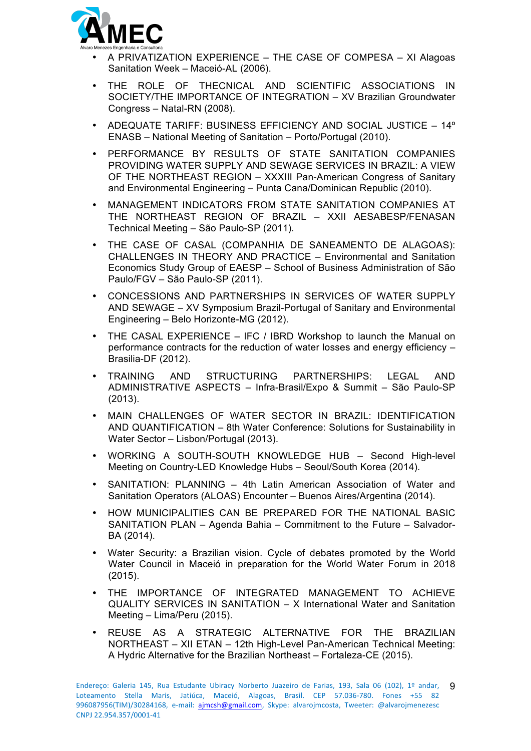- A PRIVATIZATION EXPERIENCE – THE CASE OF COMPESA – XI Alagoas Sanitation Week – Maceió-AL (2006).
- THE ROLE OF THECNICAL AND SCIENTIFIC ASSOCIATIONS IN SOCIETY/THE IMPORTANCE OF INTEGRATION – XV Brazilian Groundwater Congress – Natal-RN (2008).
- ADEQUATE TARIFF: BUSINESS EFFICIENCY AND SOCIAL JUSTICE – 14º ENASB – National Meeting of Sanitation – Porto/Portugal (2010).
- PERFORMANCE BY RESULTS OF STATE SANITATION COMPANIES PROVIDING WATER SUPPLY AND SEWAGE SERVICES IN BRAZIL: A VIEW OF THE NORTHEAST REGION – XXXIII Pan-American Congress of Sanitary and Environmental Engineering – Punta Cana/Dominican Republic (2010).
- MANAGEMENT INDICATORS FROM STATE SANITATION COMPANIES AT THE NORTHEAST REGION OF BRAZIL – XXII AESABESP/FENASAN Technical Meeting – São Paulo-SP (2011).
- THE CASE OF CASAL (COMPANHIA DE SANEAMENTO DE ALAGOAS): CHALLENGES IN THEORY AND PRACTICE – Environmental and Sanitation Economics Study Group of EAESP – School of Business Administration of São Paulo/FGV – São Paulo-SP (2011).
- CONCESSIONS AND PARTNERSHIPS IN SERVICES OF WATER SUPPLY AND SEWAGE – XV Symposium Brazil-Portugal of Sanitary and Environmental Engineering – Belo Horizonte-MG (2012).
- THE CASAL EXPERIENCE – IFC / IBRD Workshop to launch the Manual on performance contracts for the reduction of water losses and energy efficiency – Brasilia-DF (2012).
- TRAINING AND STRUCTURING PARTNERSHIPS: LEGAL AND ADMINISTRATIVE ASPECTS – Infra-Brasil/Expo & Summit – São Paulo-SP (2013).
- MAIN CHALLENGES OF WATER SECTOR IN BRAZIL: IDENTIFICATION AND QUANTIFICATION – 8th Water Conference: Solutions for Sustainability in Water Sector – Lisbon/Portugal (2013).
- WORKING A SOUTH-SOUTH KNOWLEDGE HUB – Second High-level Meeting on Country-LED Knowledge Hubs – Seoul/South Korea (2014).
- SANITATION: PLANNING – 4th Latin American Association of Water and Sanitation Operators (ALOAS) Encounter – Buenos Aires/Argentina (2014).
- HOW MUNICIPALITIES CAN BE PREPARED FOR THE NATIONAL BASIC SANITATION PLAN – Agenda Bahia – Commitment to the Future – Salvador-BA (2014).
- Water Security: a Brazilian vision. Cycle of debates promoted by the World Water Council in Maceió in preparation for the World Water Forum in 2018 (2015).
- THE IMPORTANCE OF INTEGRATED MANAGEMENT TO ACHIEVE QUALITY SERVICES IN SANITATION – X International Water and Sanitation Meeting – Lima/Peru (2015).
- REUSE AS A STRATEGIC ALTERNATIVE FOR THE BRAZILIAN NORTHEAST – XII ETAN – 12th High-Level Pan-American Technical Meeting: A Hydric Alternative for the Brazilian Northeast – Fortaleza-CE (2015).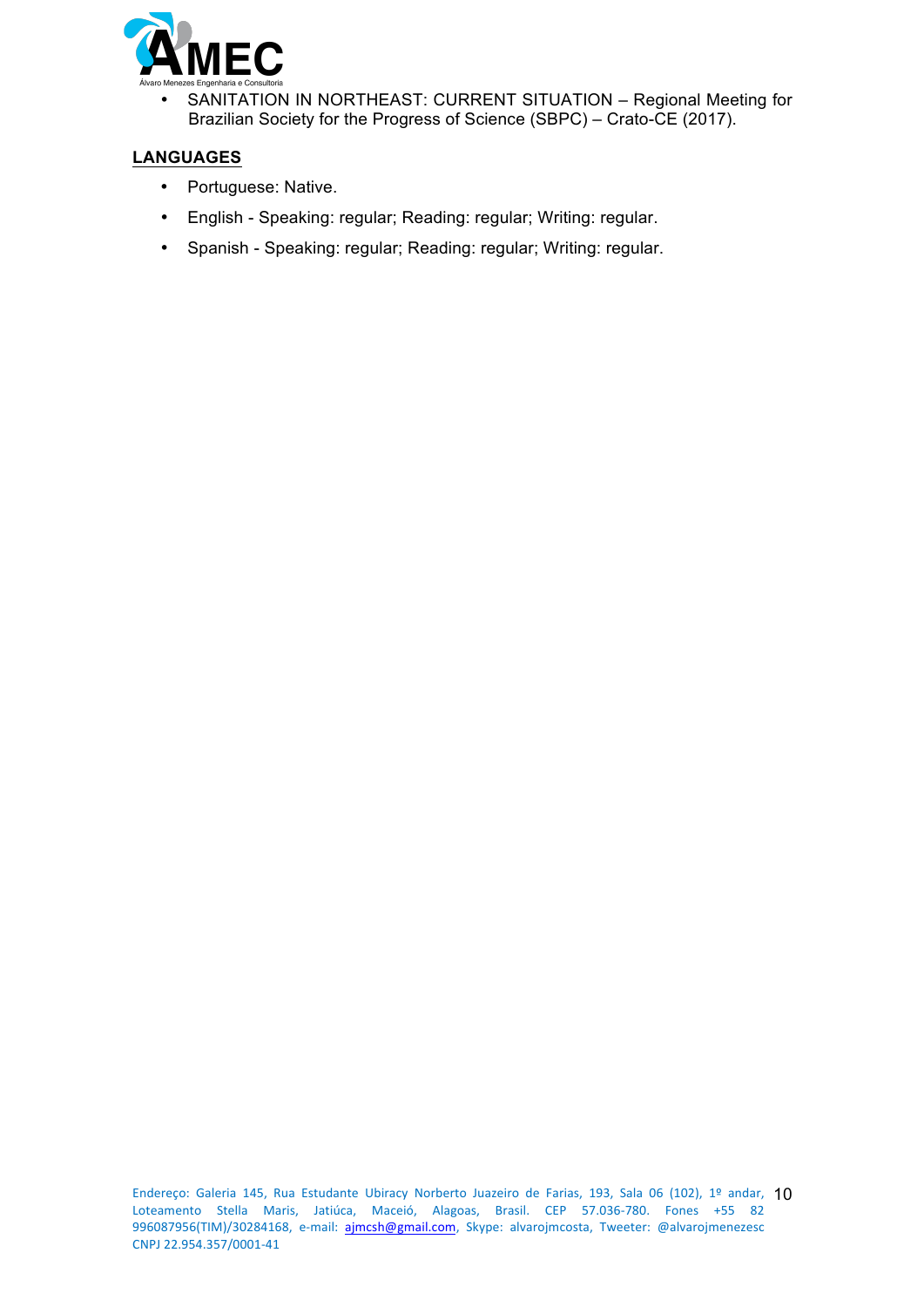- SANITATION IN NORTHEAST: CURRENT SITUATION – Regional Meeting for Brazilian Society for the Progress of Science (SBPC) – Crato-CE (2017).

**LANGUAGES**

- Portuguese: Native.
- English - Speaking: regular; Reading: regular; Writing: regular.
- Spanish - Speaking: regular; Reading: regular; Writing: regular.